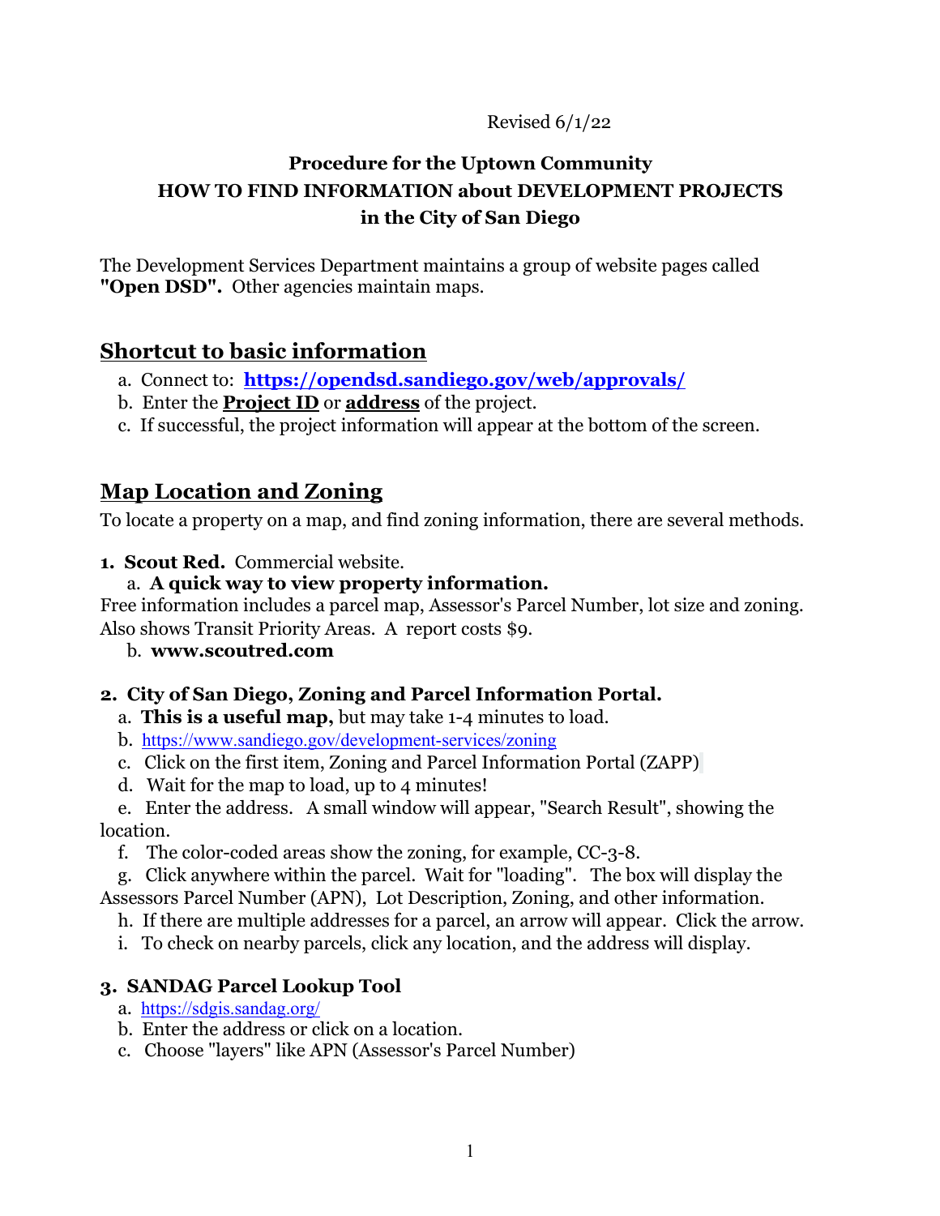Revised 6/1/22

# Procedure for the Uptown Community
# HOW TO FIND INFORMATION about DEVELOPMENT PROJECTS in the City of San Diego

The Development Services Department maintains a group of website pages called **"Open DSD".** Other agencies maintain maps.

## Shortcut to basic information

a. Connect to: **https://opendsd.sandiego.gov/web/approvals/**
b. Enter the **Project ID** or **address** of the project.
c. If successful, the project information will appear at the bottom of the screen.

## Map Location and Zoning

To locate a property on a map, and find zoning information, there are several methods.

**1. Scout Red.** Commercial website.

a. **A quick way to view property information.**
Free information includes a parcel map, Assessor's Parcel Number, lot size and zoning. Also shows Transit Priority Areas. A report costs $9.

b. **www.scoutred.com**

**2. City of San Diego, Zoning and Parcel Information Portal.**

a. **This is a useful map,** but may take 1-4 minutes to load.
b. https://www.sandiego.gov/development-services/zoning
c. Click on the first item, Zoning and Parcel Information Portal (ZAPP)
d. Wait for the map to load, up to 4 minutes!
e. Enter the address. A small window will appear, "Search Result", showing the location.
f. The color-coded areas show the zoning, for example, CC-3-8.
g. Click anywhere within the parcel. Wait for "loading". The box will display the Assessors Parcel Number (APN), Lot Description, Zoning, and other information.
h. If there are multiple addresses for a parcel, an arrow will appear. Click the arrow.
i. To check on nearby parcels, click any location, and the address will display.

**3. SANDAG Parcel Lookup Tool**

a. https://sdgis.sandag.org/
b. Enter the address or click on a location.
c. Choose "layers" like APN (Assessor's Parcel Number)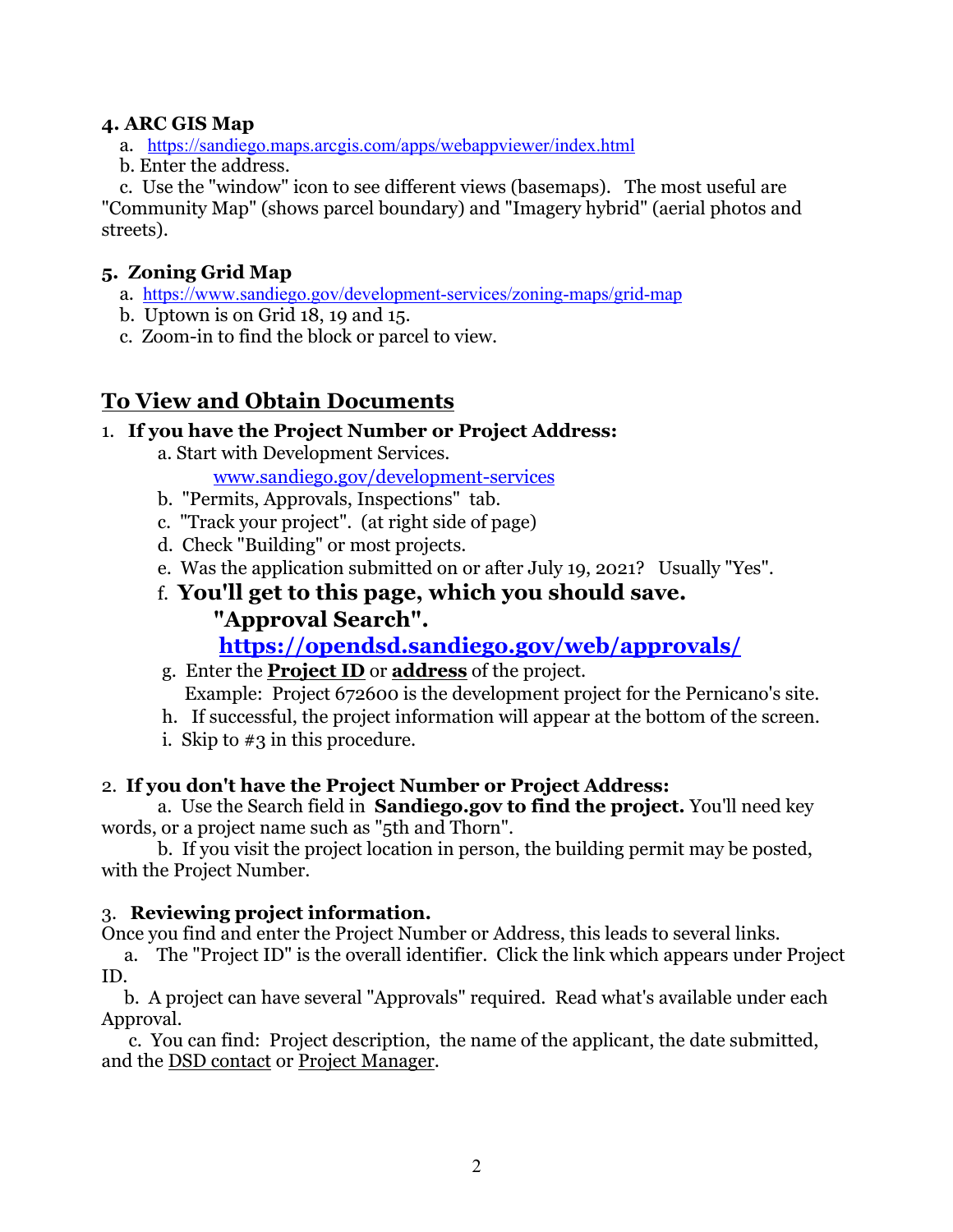**4. ARC GIS Map**

a. https://sandiego.maps.arcgis.com/apps/webappviewer/index.html

b. Enter the address.

c. Use the "window" icon to see different views (basemaps). The most useful are "Community Map" (shows parcel boundary) and "Imagery hybrid" (aerial photos and streets).

**5. Zoning Grid Map**

a. https://www.sandiego.gov/development-services/zoning-maps/grid-map

b. Uptown is on Grid 18, 19 and 15.

c. Zoom-in to find the block or parcel to view.

## To View and Obtain Documents

1. **If you have the Project Number or Project Address:**

   a. Start with Development Services.
      www.sandiego.gov/development-services

   b. "Permits, Approvals, Inspections" tab.

   c. "Track your project". (at right side of page)

   d. Check "Building" or most projects.

   e. Was the application submitted on or after July 19, 2021? Usually "Yes".

   f. **You'll get to this page, which you should save. "Approval Search".**
      **https://opendsd.sandiego.gov/web/approvals/**

   g. Enter the **Project ID** or **address** of the project.
      Example: Project 672600 is the development project for the Pernicano's site.

   h. If successful, the project information will appear at the bottom of the screen.

   i. Skip to #3 in this procedure.

2. **If you don't have the Project Number or Project Address:**

   a. Use the Search field in **Sandiego.gov to find the project.** You'll need key words, or a project name such as "5th and Thorn".

   b. If you visit the project location in person, the building permit may be posted, with the Project Number.

3. **Reviewing project information.**

Once you find and enter the Project Number or Address, this leads to several links.

a. The "Project ID" is the overall identifier. Click the link which appears under Project ID.

b. A project can have several "Approvals" required. Read what's available under each Approval.

c. You can find: Project description, the name of the applicant, the date submitted, and the DSD contact or Project Manager.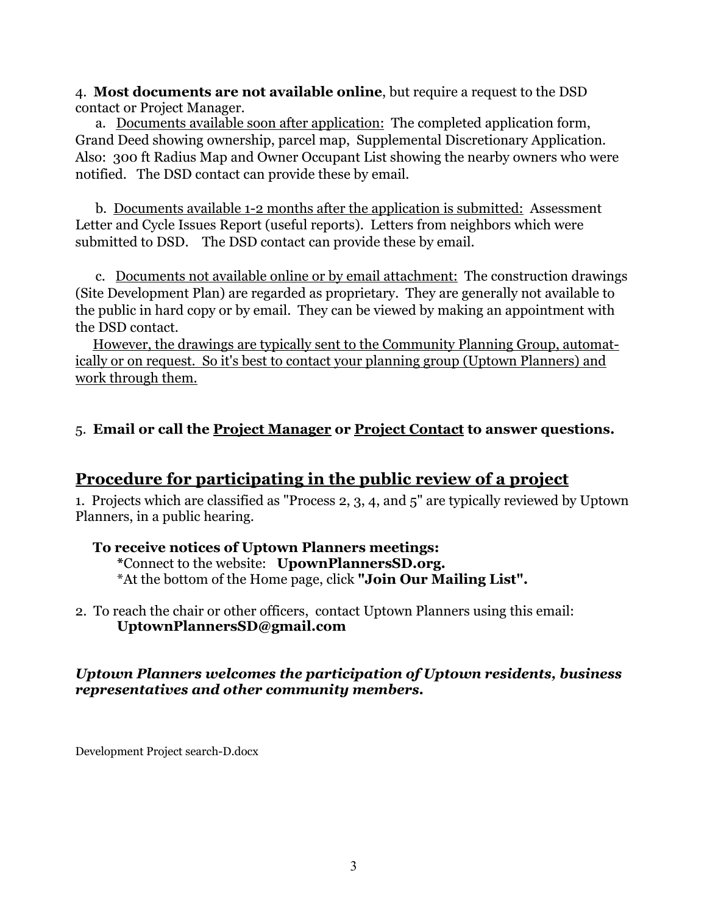4. **Most documents are not available online**, but require a request to the DSD contact or Project Manager.

a. Documents available soon after application: The completed application form, Grand Deed showing ownership, parcel map, Supplemental Discretionary Application. Also: 300 ft Radius Map and Owner Occupant List showing the nearby owners who were notified. The DSD contact can provide these by email.

b. Documents available 1-2 months after the application is submitted: Assessment Letter and Cycle Issues Report (useful reports). Letters from neighbors which were submitted to DSD. The DSD contact can provide these by email.

c. Documents not available online or by email attachment: The construction drawings (Site Development Plan) are regarded as proprietary. They are generally not available to the public in hard copy or by email. They can be viewed by making an appointment with the DSD contact.

However, the drawings are typically sent to the Community Planning Group, automatically or on request. So it's best to contact your planning group (Uptown Planners) and work through them.

5. **Email or call the Project Manager or Project Contact to answer questions.**

## Procedure for participating in the public review of a project

1. Projects which are classified as "Process 2, 3, 4, and 5" are typically reviewed by Uptown Planners, in a public hearing.

**To receive notices of Uptown Planners meetings:**

*Connect to the website: **UpownPlannersSD.org.**

*At the bottom of the Home page, click **"Join Our Mailing List".**

2. To reach the chair or other officers, contact Uptown Planners using this email: **UptownPlannersSD@gmail.com**

***Uptown Planners welcomes the participation of Uptown residents, business representatives and other community members.***

Development Project search-D.docx